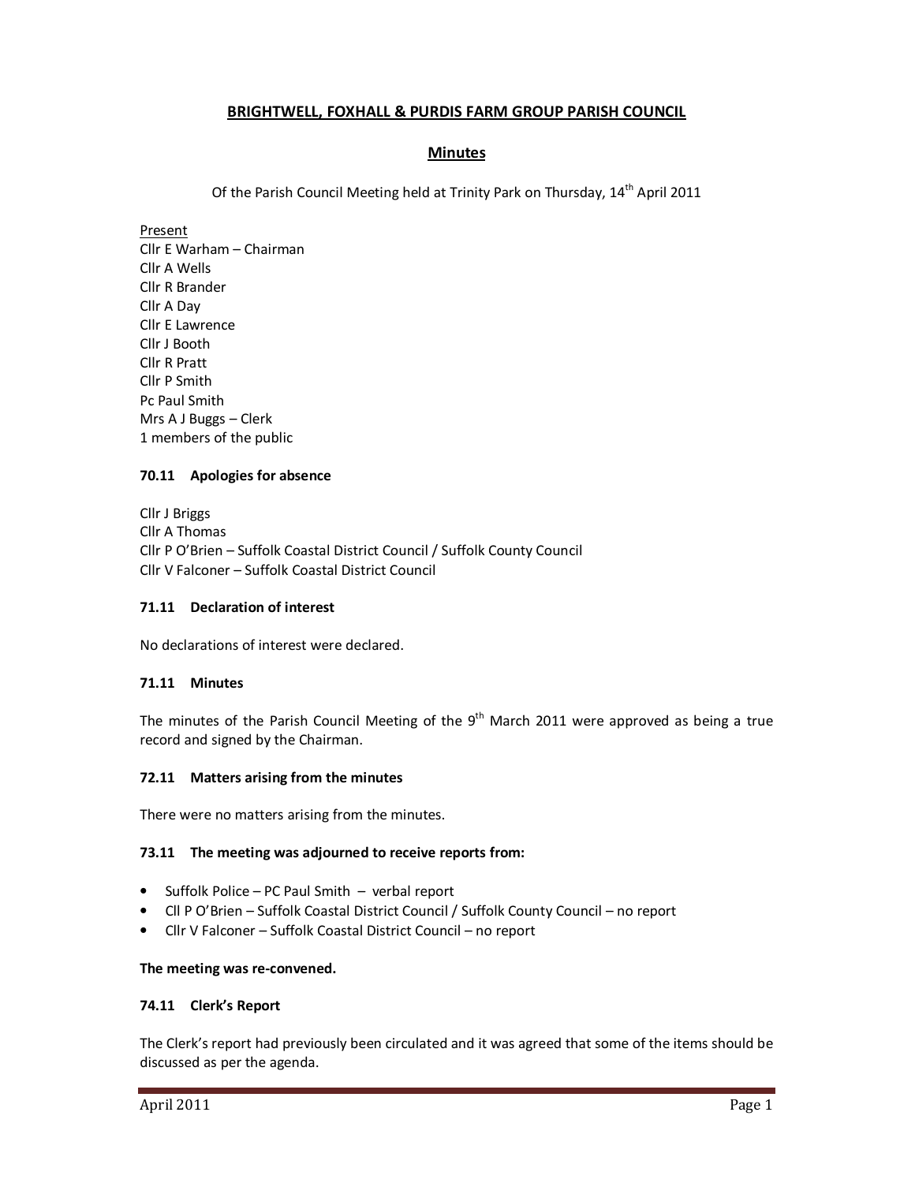# BRIGHTWELL, FOXHALL & PURDIS FARM GROUP PARISH COUNCIL

## Minutes

Of the Parish Council Meeting held at Trinity Park on Thursday, 14th April 2011

Present
Cllr E Warham – Chairman
Cllr A Wells
Cllr R Brander
Cllr A Day
Cllr E Lawrence
Cllr J Booth
Cllr R Pratt
Cllr P Smith
Pc Paul Smith
Mrs A J Buggs – Clerk
1 members of the public

### 70.11 Apologies for absence

Cllr J Briggs
Cllr A Thomas
Cllr P O'Brien – Suffolk Coastal District Council / Suffolk County Council
Cllr V Falconer – Suffolk Coastal District Council

### 71.11 Declaration of interest

No declarations of interest were declared.

### 71.11 Minutes

The minutes of the Parish Council Meeting of the 9th March 2011 were approved as being a true record and signed by the Chairman.

### 72.11 Matters arising from the minutes

There were no matters arising from the minutes.

### 73.11 The meeting was adjourned to receive reports from:

- Suffolk Police – PC Paul Smith – verbal report
- Cll P O'Brien – Suffolk Coastal District Council / Suffolk County Council – no report
- Cllr V Falconer – Suffolk Coastal District Council – no report

**The meeting was re-convened.**

### 74.11 Clerk's Report

The Clerk's report had previously been circulated and it was agreed that some of the items should be discussed as per the agenda.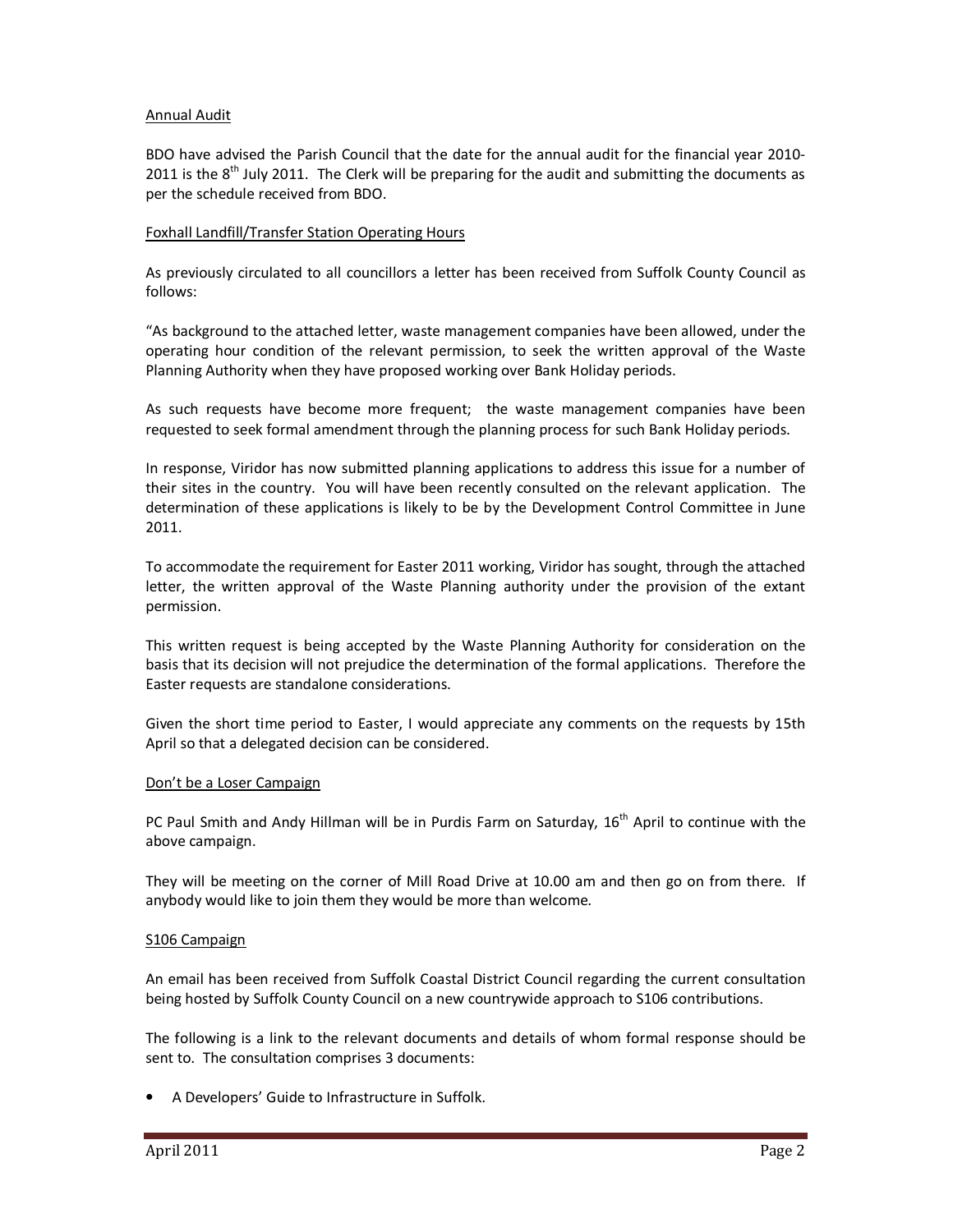Annual Audit

BDO have advised the Parish Council that the date for the annual audit for the financial year 2010-2011 is the 8th July 2011. The Clerk will be preparing for the audit and submitting the documents as per the schedule received from BDO.

Foxhall Landfill/Transfer Station Operating Hours

As previously circulated to all councillors a letter has been received from Suffolk County Council as follows:

"As background to the attached letter, waste management companies have been allowed, under the operating hour condition of the relevant permission, to seek the written approval of the Waste Planning Authority when they have proposed working over Bank Holiday periods.

As such requests have become more frequent; the waste management companies have been requested to seek formal amendment through the planning process for such Bank Holiday periods.

In response, Viridor has now submitted planning applications to address this issue for a number of their sites in the country. You will have been recently consulted on the relevant application. The determination of these applications is likely to be by the Development Control Committee in June 2011.

To accommodate the requirement for Easter 2011 working, Viridor has sought, through the attached letter, the written approval of the Waste Planning authority under the provision of the extant permission.

This written request is being accepted by the Waste Planning Authority for consideration on the basis that its decision will not prejudice the determination of the formal applications. Therefore the Easter requests are standalone considerations.

Given the short time period to Easter, I would appreciate any comments on the requests by 15th April so that a delegated decision can be considered.

Don't be a Loser Campaign

PC Paul Smith and Andy Hillman will be in Purdis Farm on Saturday, 16th April to continue with the above campaign.

They will be meeting on the corner of Mill Road Drive at 10.00 am and then go on from there. If anybody would like to join them they would be more than welcome.

S106 Campaign

An email has been received from Suffolk Coastal District Council regarding the current consultation being hosted by Suffolk County Council on a new countrywide approach to S106 contributions.

The following is a link to the relevant documents and details of whom formal response should be sent to. The consultation comprises 3 documents:

- A Developers' Guide to Infrastructure in Suffolk.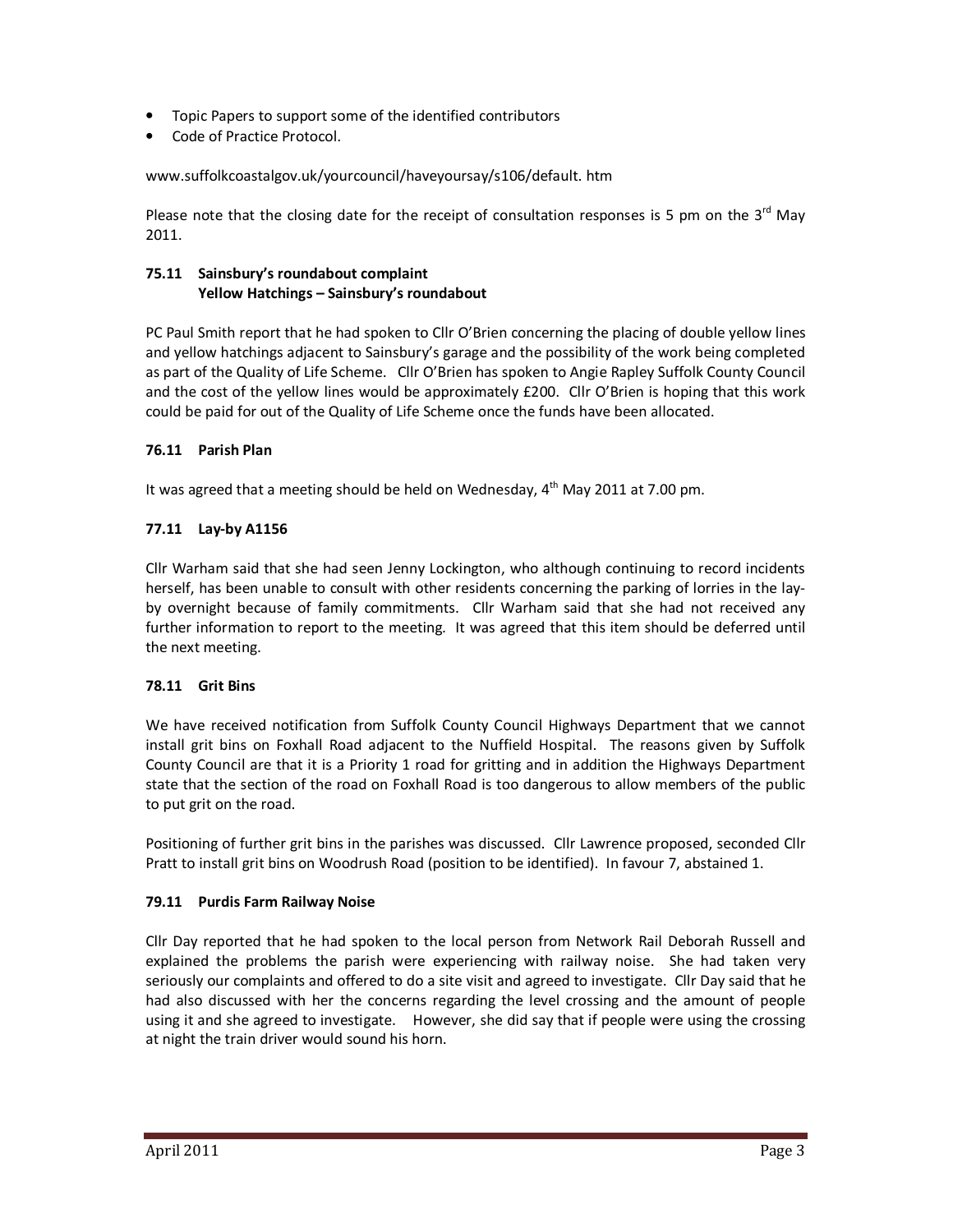- Topic Papers to support some of the identified contributors
- Code of Practice Protocol.

www.suffolkcoastalgov.uk/yourcouncil/haveyoursay/s106/default. htm

Please note that the closing date for the receipt of consultation responses is 5 pm on the 3rd May 2011.

### 75.11 Sainsbury's roundabout complaint
### Yellow Hatchings – Sainsbury's roundabout

PC Paul Smith report that he had spoken to Cllr O'Brien concerning the placing of double yellow lines and yellow hatchings adjacent to Sainsbury's garage and the possibility of the work being completed as part of the Quality of Life Scheme. Cllr O'Brien has spoken to Angie Rapley Suffolk County Council and the cost of the yellow lines would be approximately £200. Cllr O'Brien is hoping that this work could be paid for out of the Quality of Life Scheme once the funds have been allocated.

### 76.11 Parish Plan

It was agreed that a meeting should be held on Wednesday, 4th May 2011 at 7.00 pm.

### 77.11 Lay-by A1156

Cllr Warham said that she had seen Jenny Lockington, who although continuing to record incidents herself, has been unable to consult with other residents concerning the parking of lorries in the lay-by overnight because of family commitments. Cllr Warham said that she had not received any further information to report to the meeting. It was agreed that this item should be deferred until the next meeting.

### 78.11 Grit Bins

We have received notification from Suffolk County Council Highways Department that we cannot install grit bins on Foxhall Road adjacent to the Nuffield Hospital. The reasons given by Suffolk County Council are that it is a Priority 1 road for gritting and in addition the Highways Department state that the section of the road on Foxhall Road is too dangerous to allow members of the public to put grit on the road.

Positioning of further grit bins in the parishes was discussed. Cllr Lawrence proposed, seconded Cllr Pratt to install grit bins on Woodrush Road (position to be identified). In favour 7, abstained 1.

### 79.11 Purdis Farm Railway Noise

Cllr Day reported that he had spoken to the local person from Network Rail Deborah Russell and explained the problems the parish were experiencing with railway noise. She had taken very seriously our complaints and offered to do a site visit and agreed to investigate. Cllr Day said that he had also discussed with her the concerns regarding the level crossing and the amount of people using it and she agreed to investigate. However, she did say that if people were using the crossing at night the train driver would sound his horn.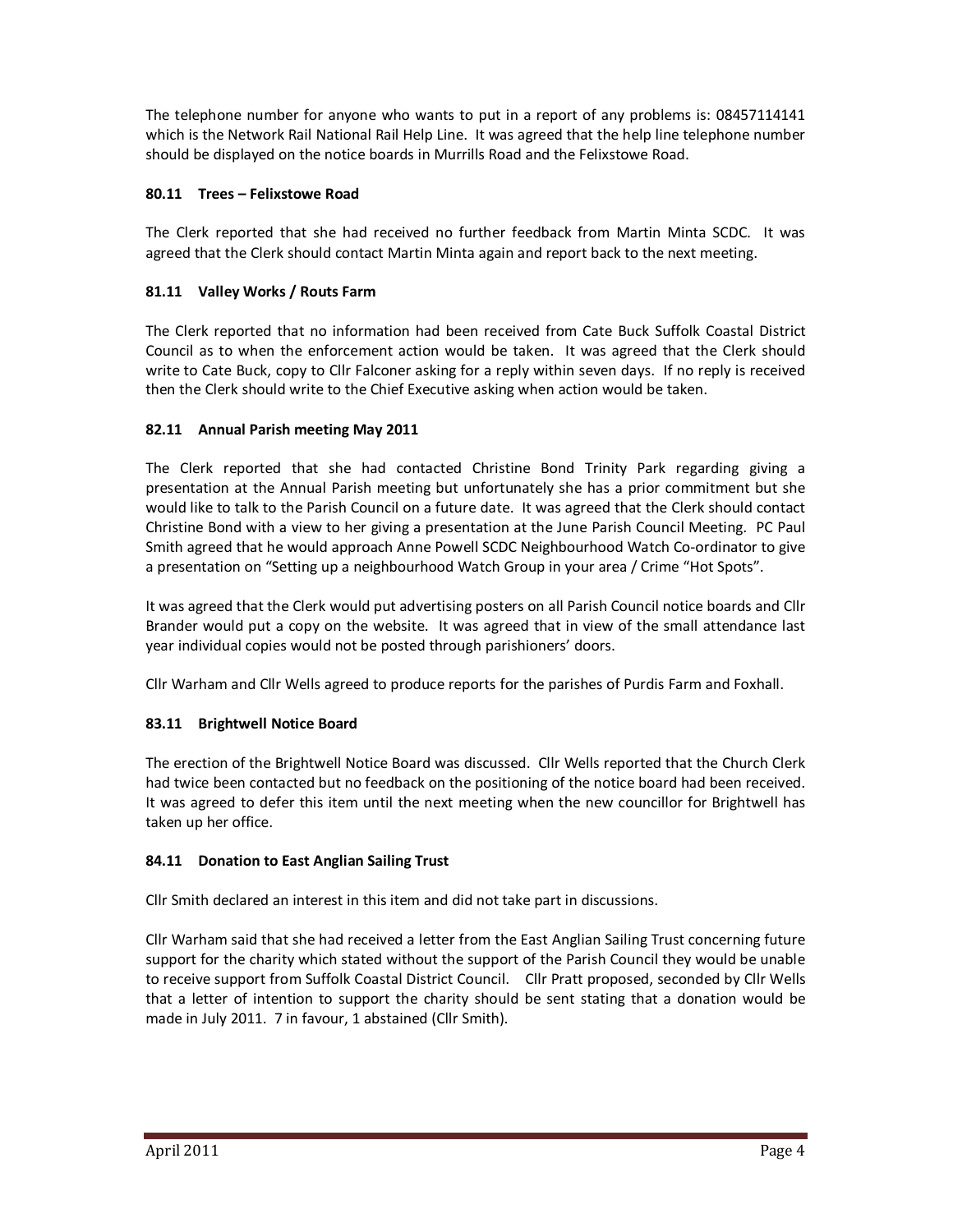The telephone number for anyone who wants to put in a report of any problems is: 08457114141 which is the Network Rail National Rail Help Line. It was agreed that the help line telephone number should be displayed on the notice boards in Murrills Road and the Felixstowe Road.

### 80.11 Trees – Felixstowe Road

The Clerk reported that she had received no further feedback from Martin Minta SCDC. It was agreed that the Clerk should contact Martin Minta again and report back to the next meeting.

### 81.11 Valley Works / Routs Farm

The Clerk reported that no information had been received from Cate Buck Suffolk Coastal District Council as to when the enforcement action would be taken. It was agreed that the Clerk should write to Cate Buck, copy to Cllr Falconer asking for a reply within seven days. If no reply is received then the Clerk should write to the Chief Executive asking when action would be taken.

### 82.11 Annual Parish meeting May 2011

The Clerk reported that she had contacted Christine Bond Trinity Park regarding giving a presentation at the Annual Parish meeting but unfortunately she has a prior commitment but she would like to talk to the Parish Council on a future date. It was agreed that the Clerk should contact Christine Bond with a view to her giving a presentation at the June Parish Council Meeting. PC Paul Smith agreed that he would approach Anne Powell SCDC Neighbourhood Watch Co-ordinator to give a presentation on "Setting up a neighbourhood Watch Group in your area / Crime "Hot Spots".

It was agreed that the Clerk would put advertising posters on all Parish Council notice boards and Cllr Brander would put a copy on the website. It was agreed that in view of the small attendance last year individual copies would not be posted through parishioners' doors.

Cllr Warham and Cllr Wells agreed to produce reports for the parishes of Purdis Farm and Foxhall.

### 83.11 Brightwell Notice Board

The erection of the Brightwell Notice Board was discussed. Cllr Wells reported that the Church Clerk had twice been contacted but no feedback on the positioning of the notice board had been received. It was agreed to defer this item until the next meeting when the new councillor for Brightwell has taken up her office.

### 84.11 Donation to East Anglian Sailing Trust

Cllr Smith declared an interest in this item and did not take part in discussions.

Cllr Warham said that she had received a letter from the East Anglian Sailing Trust concerning future support for the charity which stated without the support of the Parish Council they would be unable to receive support from Suffolk Coastal District Council. Cllr Pratt proposed, seconded by Cllr Wells that a letter of intention to support the charity should be sent stating that a donation would be made in July 2011. 7 in favour, 1 abstained (Cllr Smith).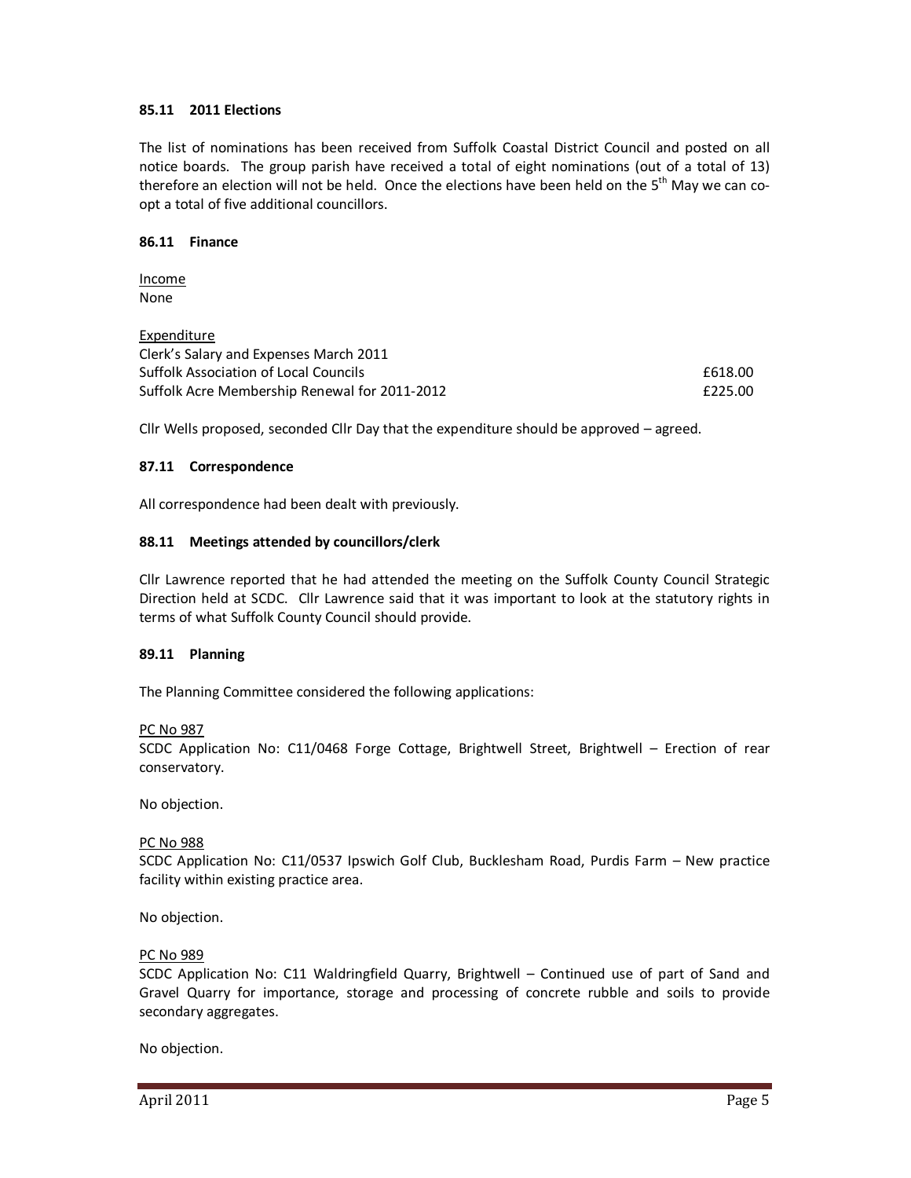### 85.11 2011 Elections

The list of nominations has been received from Suffolk Coastal District Council and posted on all notice boards. The group parish have received a total of eight nominations (out of a total of 13) therefore an election will not be held. Once the elections have been held on the 5th May we can co-opt a total of five additional councillors.

### 86.11 Finance

Income
None

Expenditure

| | |
|---|---|
| Clerk's Salary and Expenses March 2011 | |
| Suffolk Association of Local Councils | £618.00 |
| Suffolk Acre Membership Renewal for 2011-2012 | £225.00 |

Cllr Wells proposed, seconded Cllr Day that the expenditure should be approved – agreed.

### 87.11 Correspondence

All correspondence had been dealt with previously.

### 88.11 Meetings attended by councillors/clerk

Cllr Lawrence reported that he had attended the meeting on the Suffolk County Council Strategic Direction held at SCDC. Cllr Lawrence said that it was important to look at the statutory rights in terms of what Suffolk County Council should provide.

### 89.11 Planning

The Planning Committee considered the following applications:

PC No 987
SCDC Application No: C11/0468 Forge Cottage, Brightwell Street, Brightwell – Erection of rear conservatory.

No objection.

PC No 988
SCDC Application No: C11/0537 Ipswich Golf Club, Bucklesham Road, Purdis Farm – New practice facility within existing practice area.

No objection.

PC No 989
SCDC Application No: C11 Waldringfield Quarry, Brightwell – Continued use of part of Sand and Gravel Quarry for importance, storage and processing of concrete rubble and soils to provide secondary aggregates.

No objection.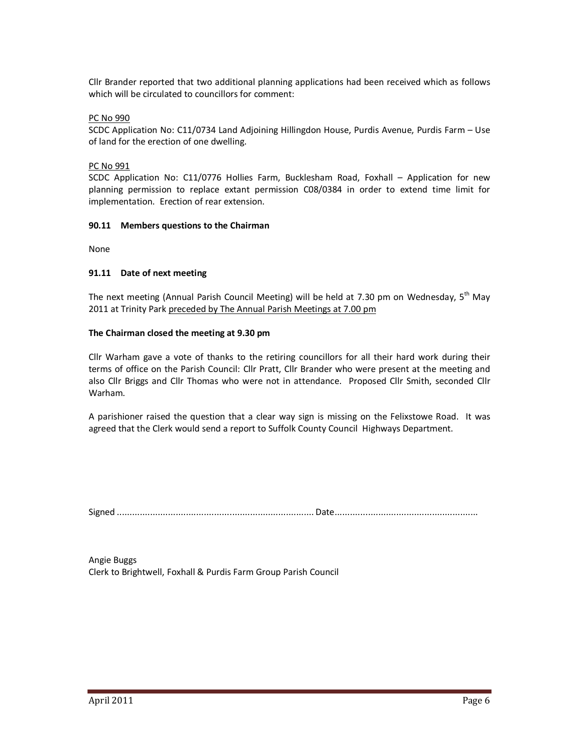Cllr Brander reported that two additional planning applications had been received which as follows which will be circulated to councillors for comment:

PC No 990

SCDC Application No: C11/0734 Land Adjoining Hillingdon House, Purdis Avenue, Purdis Farm – Use of land for the erection of one dwelling.

PC No 991

SCDC Application No: C11/0776 Hollies Farm, Bucklesham Road, Foxhall – Application for new planning permission to replace extant permission C08/0384 in order to extend time limit for implementation. Erection of rear extension.

**90.11 Members questions to the Chairman**

None

**91.11 Date of next meeting**

The next meeting (Annual Parish Council Meeting) will be held at 7.30 pm on Wednesday, 5th May 2011 at Trinity Park preceded by The Annual Parish Meetings at 7.00 pm

**The Chairman closed the meeting at 9.30 pm**

Cllr Warham gave a vote of thanks to the retiring councillors for all their hard work during their terms of office on the Parish Council: Cllr Pratt, Cllr Brander who were present at the meeting and also Cllr Briggs and Cllr Thomas who were not in attendance. Proposed Cllr Smith, seconded Cllr Warham.

A parishioner raised the question that a clear way sign is missing on the Felixstowe Road. It was agreed that the Clerk would send a report to Suffolk County Council Highways Department.

Signed ............................................................................ Date.......................................................

Angie Buggs
Clerk to Brightwell, Foxhall & Purdis Farm Group Parish Council